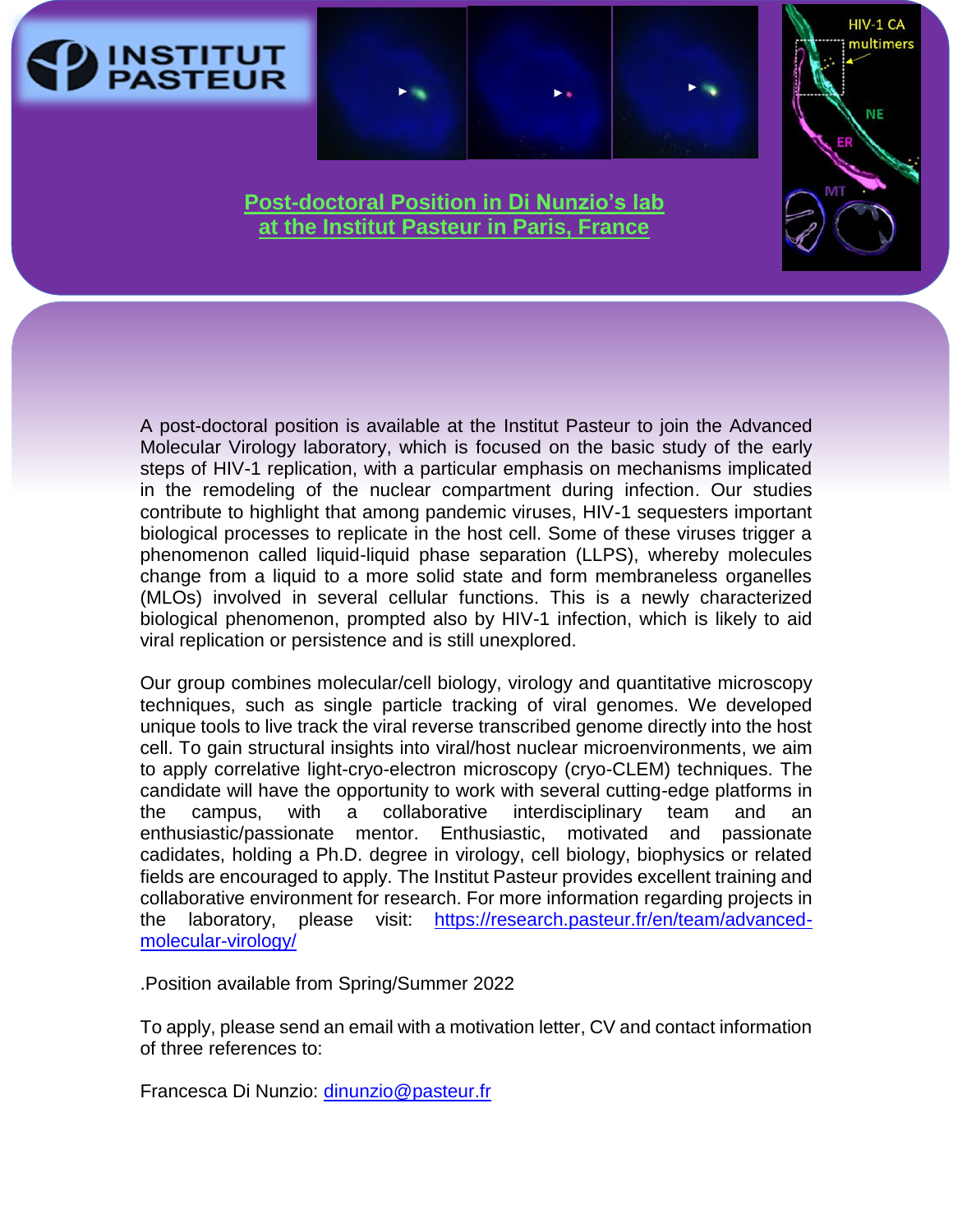INSTITUT PASTEUR

# Post-doctoral Position in Di Nunzio's lab at the Institut Pasteur in Paris, France

A post-doctoral position is available at the Institut Pasteur to join the Advanced Molecular Virology laboratory, which is focused on the basic study of the early steps of HIV-1 replication, with a particular emphasis on mechanisms implicated in the remodeling of the nuclear compartment during infection. Our studies contribute to highlight that among pandemic viruses, HIV-1 sequesters important biological processes to replicate in the host cell. Some of these viruses trigger a phenomenon called liquid-liquid phase separation (LLPS), whereby molecules change from a liquid to a more solid state and form membraneless organelles (MLOs) involved in several cellular functions. This is a newly characterized biological phenomenon, prompted also by HIV-1 infection, which is likely to aid viral replication or persistence and is still unexplored.

Our group combines molecular/cell biology, virology and quantitative microscopy techniques, such as single particle tracking of viral genomes. We developed unique tools to live track the viral reverse transcribed genome directly into the host cell. To gain structural insights into viral/host nuclear microenvironments, we aim to apply correlative light-cryo-electron microscopy (cryo-CLEM) techniques. The candidate will have the opportunity to work with several cutting-edge platforms in the campus, with a collaborative interdisciplinary team and an enthusiastic/passionate mentor. Enthusiastic, motivated and passionate cadidates, holding a Ph.D. degree in virology, cell biology, biophysics or related fields are encouraged to apply. The Institut Pasteur provides excellent training and collaborative environment for research. For more information regarding projects in the laboratory, please visit: https://research.pasteur.fr/en/team/advanced-molecular-virology/

.Position available from Spring/Summer 2022

To apply, please send an email with a motivation letter, CV and contact information of three references to:

Francesca Di Nunzio: dinunzio@pasteur.fr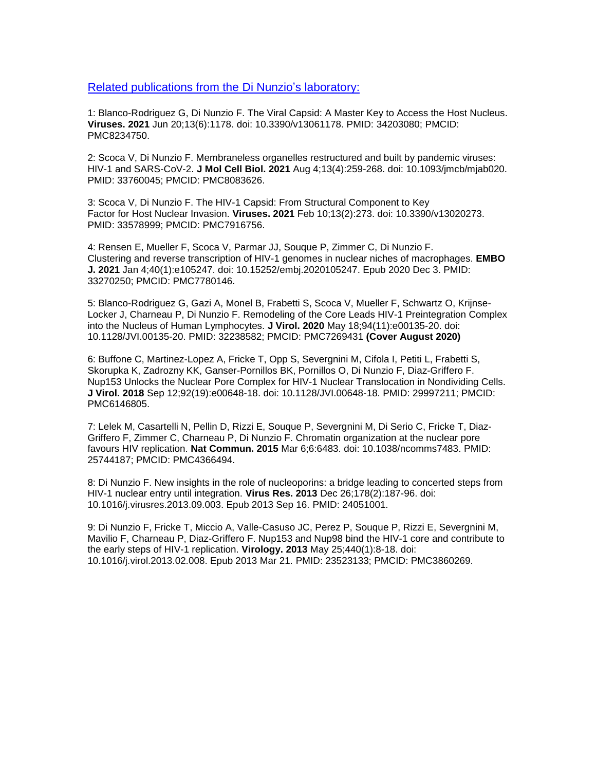Related publications from the Di Nunzio's laboratory:

1: Blanco-Rodriguez G, Di Nunzio F. The Viral Capsid: A Master Key to Access the Host Nucleus. **Viruses. 2021** Jun 20;13(6):1178. doi: 10.3390/v13061178. PMID: 34203080; PMCID: PMC8234750.

2: Scoca V, Di Nunzio F. Membraneless organelles restructured and built by pandemic viruses: HIV-1 and SARS-CoV-2. **J Mol Cell Biol. 2021** Aug 4;13(4):259-268. doi: 10.1093/jmcb/mjab020. PMID: 33760045; PMCID: PMC8083626.

3: Scoca V, Di Nunzio F. The HIV-1 Capsid: From Structural Component to Key Factor for Host Nuclear Invasion. **Viruses. 2021** Feb 10;13(2):273. doi: 10.3390/v13020273. PMID: 33578999; PMCID: PMC7916756.

4: Rensen E, Mueller F, Scoca V, Parmar JJ, Souque P, Zimmer C, Di Nunzio F. Clustering and reverse transcription of HIV-1 genomes in nuclear niches of macrophages. **EMBO J. 2021** Jan 4;40(1):e105247. doi: 10.15252/embj.2020105247. Epub 2020 Dec 3. PMID: 33270250; PMCID: PMC7780146.

5: Blanco-Rodriguez G, Gazi A, Monel B, Frabetti S, Scoca V, Mueller F, Schwartz O, Krijnse-Locker J, Charneau P, Di Nunzio F. Remodeling of the Core Leads HIV-1 Preintegration Complex into the Nucleus of Human Lymphocytes. **J Virol. 2020** May 18;94(11):e00135-20. doi: 10.1128/JVI.00135-20. PMID: 32238582; PMCID: PMC7269431 **(Cover August 2020)**

6: Buffone C, Martinez-Lopez A, Fricke T, Opp S, Severgnini M, Cifola I, Petiti L, Frabetti S, Skorupka K, Zadrozny KK, Ganser-Pornillos BK, Pornillos O, Di Nunzio F, Diaz-Griffero F. Nup153 Unlocks the Nuclear Pore Complex for HIV-1 Nuclear Translocation in Nondividing Cells. **J Virol. 2018** Sep 12;92(19):e00648-18. doi: 10.1128/JVI.00648-18. PMID: 29997211; PMCID: PMC6146805.

7: Lelek M, Casartelli N, Pellin D, Rizzi E, Souque P, Severgnini M, Di Serio C, Fricke T, Diaz-Griffero F, Zimmer C, Charneau P, Di Nunzio F. Chromatin organization at the nuclear pore favours HIV replication. **Nat Commun. 2015** Mar 6;6:6483. doi: 10.1038/ncomms7483. PMID: 25744187; PMCID: PMC4366494.

8: Di Nunzio F. New insights in the role of nucleoporins: a bridge leading to concerted steps from HIV-1 nuclear entry until integration. **Virus Res. 2013** Dec 26;178(2):187-96. doi: 10.1016/j.virusres.2013.09.003. Epub 2013 Sep 16. PMID: 24051001.

9: Di Nunzio F, Fricke T, Miccio A, Valle-Casuso JC, Perez P, Souque P, Rizzi E, Severgnini M, Mavilio F, Charneau P, Diaz-Griffero F. Nup153 and Nup98 bind the HIV-1 core and contribute to the early steps of HIV-1 replication. **Virology. 2013** May 25;440(1):8-18. doi: 10.1016/j.virol.2013.02.008. Epub 2013 Mar 21. PMID: 23523133; PMCID: PMC3860269.